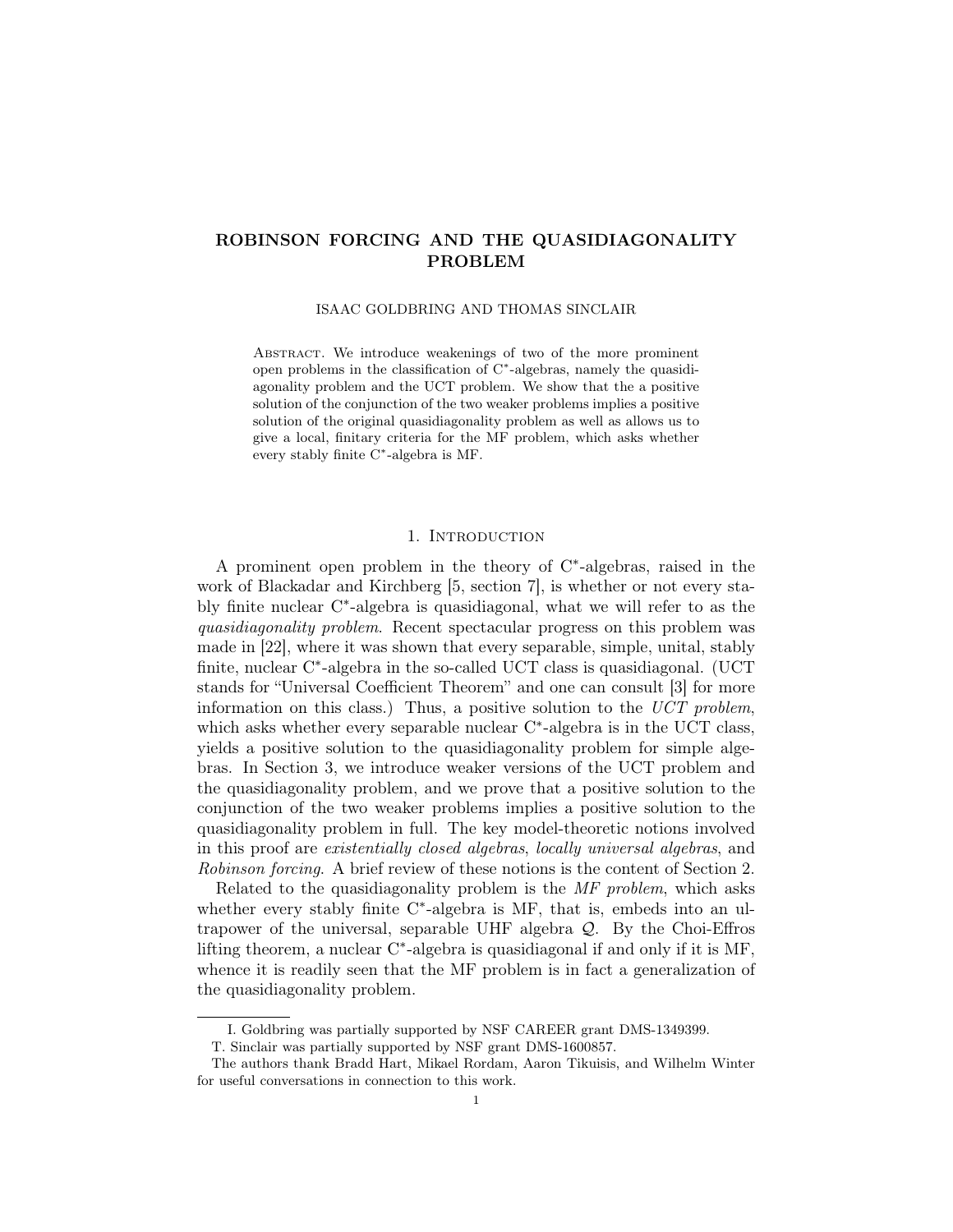# ROBINSON FORCING AND THE QUASIDIAGONALITY PROBLEM

ISAAC GOLDBRING AND THOMAS SINCLAIR

Abstract. We introduce weakenings of two of the more prominent open problems in the classification of C*-algebras, namely the quasidiagonality problem and the UCT problem. We show that the a positive solution of the conjunction of the two weaker problems implies a positive solution of the original quasidiagonality problem as well as allows us to give a local, finitary criteria for the MF problem, which asks whether every stably finite C*-algebra is MF.

## 1. Introduction

A prominent open problem in the theory of C*-algebras, raised in the work of Blackadar and Kirchberg [5, section 7], is whether or not every stably finite nuclear C*-algebra is quasidiagonal, what we will refer to as the *quasidiagonality problem*. Recent spectacular progress on this problem was made in [22], where it was shown that every separable, simple, unital, stably finite, nuclear C*-algebra in the so-called UCT class is quasidiagonal. (UCT stands for "Universal Coefficient Theorem" and one can consult [3] for more information on this class.) Thus, a positive solution to the *UCT problem*, which asks whether every separable nuclear C*-algebra is in the UCT class, yields a positive solution to the quasidiagonality problem for simple algebras. In Section 3, we introduce weaker versions of the UCT problem and the quasidiagonality problem, and we prove that a positive solution to the conjunction of the two weaker problems implies a positive solution to the quasidiagonality problem in full. The key model-theoretic notions involved in this proof are *existentially closed algebras*, *locally universal algebras*, and *Robinson forcing*. A brief review of these notions is the content of Section 2.

Related to the quasidiagonality problem is the *MF problem*, which asks whether every stably finite C*-algebra is MF, that is, embeds into an ultrapower of the universal, separable UHF algebra $\mathcal{Q}$. By the Choi-Effros lifting theorem, a nuclear C*-algebra is quasidiagonal if and only if it is MF, whence it is readily seen that the MF problem is in fact a generalization of the quasidiagonality problem.

---

I. Goldbring was partially supported by NSF CAREER grant DMS-1349399.

T. Sinclair was partially supported by NSF grant DMS-1600857.

The authors thank Bradd Hart, Mikael Rordam, Aaron Tikuisis, and Wilhelm Winter for useful conversations in connection to this work.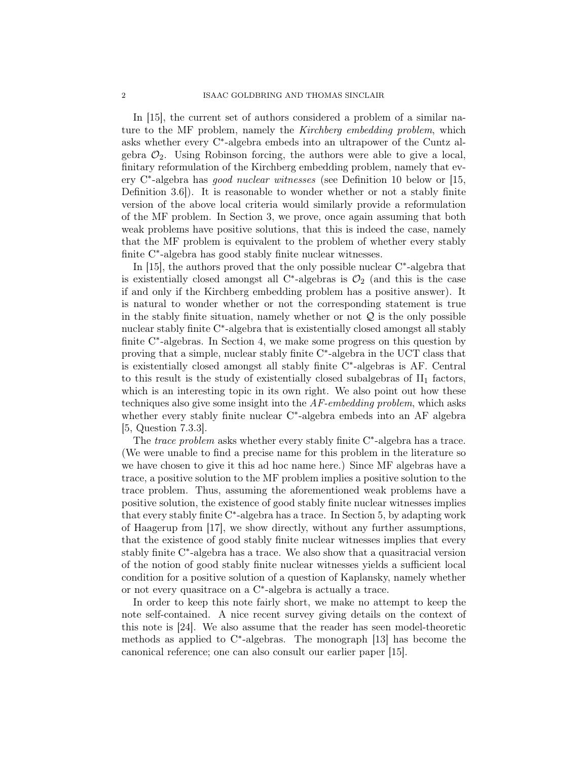In [15], the current set of authors considered a problem of a similar nature to the MF problem, namely the *Kirchberg embedding problem*, which asks whether every C*-algebra embeds into an ultrapower of the Cuntz algebra $\mathcal{O}_2$. Using Robinson forcing, the authors were able to give a local, finitary reformulation of the Kirchberg embedding problem, namely that every C*-algebra has *good nuclear witnesses* (see Definition 10 below or [15, Definition 3.6]). It is reasonable to wonder whether or not a stably finite version of the above local criteria would similarly provide a reformulation of the MF problem. In Section 3, we prove, once again assuming that both weak problems have positive solutions, that this is indeed the case, namely that the MF problem is equivalent to the problem of whether every stably finite C*-algebra has good stably finite nuclear witnesses.

In [15], the authors proved that the only possible nuclear C*-algebra that is existentially closed amongst all C*-algebras is $\mathcal{O}_2$ (and this is the case if and only if the Kirchberg embedding problem has a positive answer). It is natural to wonder whether or not the corresponding statement is true in the stably finite situation, namely whether or not $\mathcal{Q}$ is the only possible nuclear stably finite C*-algebra that is existentially closed amongst all stably finite C*-algebras. In Section 4, we make some progress on this question by proving that a simple, nuclear stably finite C*-algebra in the UCT class that is existentially closed amongst all stably finite C*-algebras is AF. Central to this result is the study of existentially closed subalgebras of $\mathrm{II}_1$ factors, which is an interesting topic in its own right. We also point out how these techniques also give some insight into the *AF-embedding problem*, which asks whether every stably finite nuclear C*-algebra embeds into an AF algebra [5, Question 7.3.3].

The *trace problem* asks whether every stably finite C*-algebra has a trace. (We were unable to find a precise name for this problem in the literature so we have chosen to give it this ad hoc name here.) Since MF algebras have a trace, a positive solution to the MF problem implies a positive solution to the trace problem. Thus, assuming the aforementioned weak problems have a positive solution, the existence of good stably finite nuclear witnesses implies that every stably finite C*-algebra has a trace. In Section 5, by adapting work of Haagerup from [17], we show directly, without any further assumptions, that the existence of good stably finite nuclear witnesses implies that every stably finite C*-algebra has a trace. We also show that a quasitracial version of the notion of good stably finite nuclear witnesses yields a sufficient local condition for a positive solution of a question of Kaplansky, namely whether or not every quasitrace on a C*-algebra is actually a trace.

In order to keep this note fairly short, we make no attempt to keep the note self-contained. A nice recent survey giving details on the context of this note is [24]. We also assume that the reader has seen model-theoretic methods as applied to C*-algebras. The monograph [13] has become the canonical reference; one can also consult our earlier paper [15].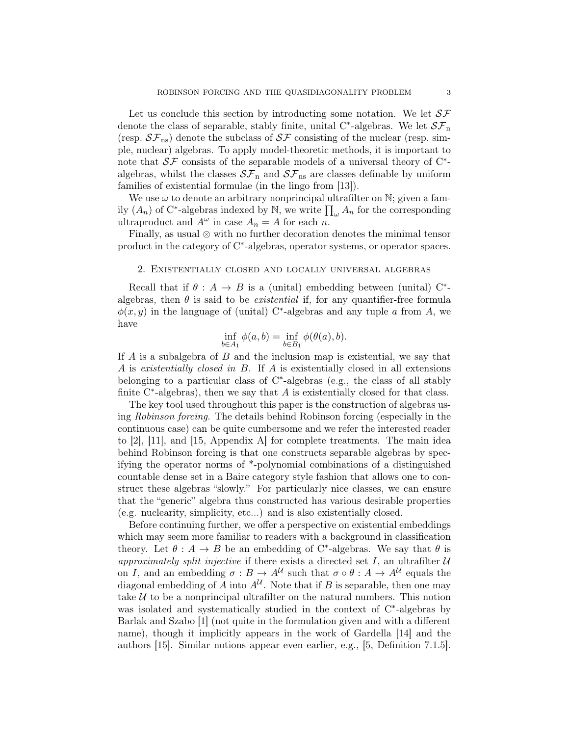Let us conclude this section by introducting some notation. We let $\mathcal{SF}$ denote the class of separable, stably finite, unital C*-algebras. We let $\mathcal{SF}_{\rm n}$ (resp. $\mathcal{SF}_{\rm ns}$) denote the subclass of $\mathcal{SF}$ consisting of the nuclear (resp. simple, nuclear) algebras. To apply model-theoretic methods, it is important to note that $\mathcal{SF}$ consists of the separable models of a universal theory of C*-algebras, whilst the classes $\mathcal{SF}_{\rm n}$ and $\mathcal{SF}_{\rm ns}$ are classes definable by uniform families of existential formulae (in the lingo from [13]).

We use $\omega$ to denote an arbitrary nonprincipal ultrafilter on $\mathbb{N}$; given a family $(A_n)$ of C*-algebras indexed by $\mathbb{N}$, we write $\prod_\omega A_n$ for the corresponding ultraproduct and $A^\omega$ in case $A_n = A$ for each $n$.

Finally, as usual $\otimes$ with no further decoration denotes the minimal tensor product in the category of C*-algebras, operator systems, or operator spaces.

## 2. Existentially closed and locally universal algebras

Recall that if $\theta : A \to B$ is a (unital) embedding between (unital) C*-algebras, then $\theta$ is said to be *existential* if, for any quantifier-free formula $\phi(x, y)$ in the language of (unital) C*-algebras and any tuple $a$ from $A$, we have

$$\inf_{b \in A_1} \phi(a, b) = \inf_{b \in B_1} \phi(\theta(a), b).$$

If $A$ is a subalgebra of $B$ and the inclusion map is existential, we say that $A$ is *existentially closed in* $B$. If $A$ is existentially closed in all extensions belonging to a particular class of C*-algebras (e.g., the class of all stably finite C*-algebras), then we say that $A$ is existentially closed for that class.

The key tool used throughout this paper is the construction of algebras using *Robinson forcing*. The details behind Robinson forcing (especially in the continuous case) can be quite cumbersome and we refer the interested reader to [2], [11], and [15, Appendix A] for complete treatments. The main idea behind Robinson forcing is that one constructs separable algebras by specifying the operator norms of *-polynomial combinations of a distinguished countable dense set in a Baire category style fashion that allows one to construct these algebras "slowly." For particularly nice classes, we can ensure that the "generic" algebra thus constructed has various desirable properties (e.g. nuclearity, simplicity, etc...) and is also existentially closed.

Before continuing further, we offer a perspective on existential embeddings which may seem more familiar to readers with a background in classification theory. Let $\theta : A \to B$ be an embedding of C*-algebras. We say that $\theta$ is *approximately split injective* if there exists a directed set $I$, an ultrafilter $\mathcal{U}$ on $I$, and an embedding $\sigma : B \to A^{\mathcal{U}}$ such that $\sigma \circ \theta : A \to A^{\mathcal{U}}$ equals the diagonal embedding of $A$ into $A^{\mathcal{U}}$. Note that if $B$ is separable, then one may take $\mathcal{U}$ to be a nonprincipal ultrafilter on the natural numbers. This notion was isolated and systematically studied in the context of C*-algebras by Barlak and Szabo [1] (not quite in the formulation given and with a different name), though it implicitly appears in the work of Gardella [14] and the authors [15]. Similar notions appear even earlier, e.g., [5, Definition 7.1.5].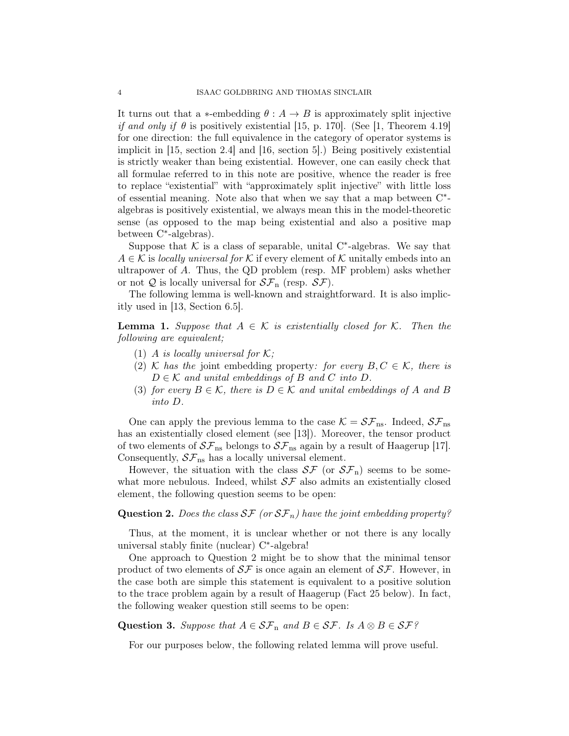It turns out that a $*$-embedding $\theta : A \to B$ is approximately split injective *if and only if* $\theta$ is positively existential [15, p. 170]. (See [1, Theorem 4.19] for one direction: the full equivalence in the category of operator systems is implicit in [15, section 2.4] and [16, section 5].) Being positively existential is strictly weaker than being existential. However, one can easily check that all formulae referred to in this note are positive, whence the reader is free to replace "existential" with "approximately split injective" with little loss of essential meaning. Note also that when we say that a map between C$^*$-algebras is positively existential, we always mean this in the model-theoretic sense (as opposed to the map being existential and also a positive map between C$^*$-algebras).

Suppose that $\mathcal{K}$ is a class of separable, unital C$^*$-algebras. We say that $A \in \mathcal{K}$ is *locally universal for* $\mathcal{K}$ if every element of $\mathcal{K}$ unitally embeds into an ultrapower of $A$. Thus, the QD problem (resp. MF problem) asks whether or not $\mathcal{Q}$ is locally universal for $\mathcal{SF}_{\mathrm{n}}$ (resp. $\mathcal{SF}$).

The following lemma is well-known and straightforward. It is also implicitly used in [13, Section 6.5].

**Lemma 1.** *Suppose that $A \in \mathcal{K}$ is existentially closed for $\mathcal{K}$. Then the following are equivalent;*

1. *$A$ is locally universal for $\mathcal{K}$;*
2. *$\mathcal{K}$ has the* joint embedding property*: for every $B, C \in \mathcal{K}$, there is $D \in \mathcal{K}$ and unital embeddings of $B$ and $C$ into $D$.*
3. *for every $B \in \mathcal{K}$, there is $D \in \mathcal{K}$ and unital embeddings of $A$ and $B$ into $D$.*

One can apply the previous lemma to the case $\mathcal{K} = \mathcal{SF}_{\mathrm{ns}}$. Indeed, $\mathcal{SF}_{\mathrm{ns}}$ has an existentially closed element (see [13]). Moreover, the tensor product of two elements of $\mathcal{SF}_{\mathrm{ns}}$ belongs to $\mathcal{SF}_{\mathrm{ns}}$ again by a result of Haagerup [17]. Consequently, $\mathcal{SF}_{\mathrm{ns}}$ has a locally universal element.

However, the situation with the class $\mathcal{SF}$ (or $\mathcal{SF}_{\mathrm{n}}$) seems to be somewhat more nebulous. Indeed, whilst $\mathcal{SF}$ also admits an existentially closed element, the following question seems to be open:

**Question 2.** *Does the class $\mathcal{SF}$ (or $\mathcal{SF}_n$) have the joint embedding property?*

Thus, at the moment, it is unclear whether or not there is any locally universal stably finite (nuclear) C$^*$-algebra!

One approach to Question 2 might be to show that the minimal tensor product of two elements of $\mathcal{SF}$ is once again an element of $\mathcal{SF}$. However, in the case both are simple this statement is equivalent to a positive solution to the trace problem again by a result of Haagerup (Fact 25 below). In fact, the following weaker question still seems to be open:

**Question 3.** *Suppose that $A \in \mathcal{SF}_{\mathrm{n}}$ and $B \in \mathcal{SF}$. Is $A \otimes B \in \mathcal{SF}$?*

For our purposes below, the following related lemma will prove useful.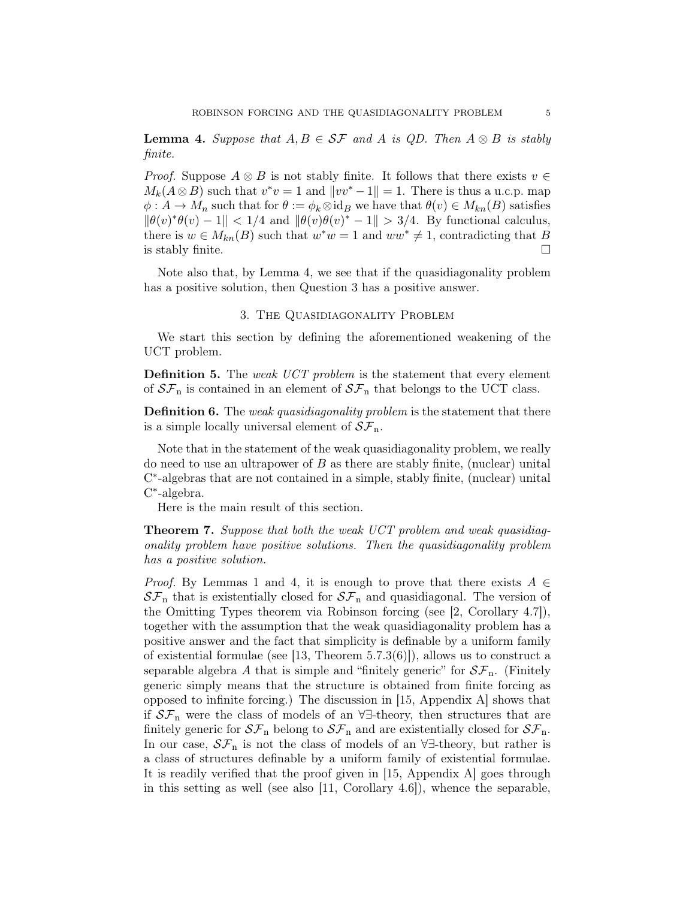**Lemma 4.** *Suppose that $A, B \in \mathcal{SF}$ and $A$ is QD. Then $A \otimes B$ is stably finite.*

*Proof.* Suppose $A \otimes B$ is not stably finite. It follows that there exists $v \in M_k(A \otimes B)$ such that $v^*v = 1$ and $\|vv^* - 1\| = 1$. There is thus a u.c.p. map $\phi : A \to M_n$ such that for $\theta := \phi_k \otimes \mathrm{id}_B$ we have that $\theta(v) \in M_{kn}(B)$ satisfies $\|\theta(v)^*\theta(v) - 1\| < 1/4$ and $\|\theta(v)\theta(v)^* - 1\| > 3/4$. By functional calculus, there is $w \in M_{kn}(B)$ such that $w^*w = 1$ and $ww^* \neq 1$, contradicting that $B$ is stably finite. $\square$

Note also that, by Lemma 4, we see that if the quasidiagonality problem has a positive solution, then Question 3 has a positive answer.

## 3. The Quasidiagonality Problem

We start this section by defining the aforementioned weakening of the UCT problem.

**Definition 5.** The *weak UCT problem* is the statement that every element of $\mathcal{SF}_{\mathrm{n}}$ is contained in an element of $\mathcal{SF}_{\mathrm{n}}$ that belongs to the UCT class.

**Definition 6.** The *weak quasidiagonality problem* is the statement that there is a simple locally universal element of $\mathcal{SF}_{\mathrm{n}}$.

Note that in the statement of the weak quasidiagonality problem, we really do need to use an ultrapower of $B$ as there are stably finite, (nuclear) unital C*-algebras that are not contained in a simple, stably finite, (nuclear) unital C*-algebra.

Here is the main result of this section.

**Theorem 7.** *Suppose that both the weak UCT problem and weak quasidiagonality problem have positive solutions. Then the quasidiagonality problem has a positive solution.*

*Proof.* By Lemmas 1 and 4, it is enough to prove that there exists $A \in \mathcal{SF}_{\mathrm{n}}$ that is existentially closed for $\mathcal{SF}_{\mathrm{n}}$ and quasidiagonal. The version of the Omitting Types theorem via Robinson forcing (see [2, Corollary 4.7]), together with the assumption that the weak quasidiagonality problem has a positive answer and the fact that simplicity is definable by a uniform family of existential formulae (see [13, Theorem 5.7.3(6)]), allows us to construct a separable algebra $A$ that is simple and "finitely generic" for $\mathcal{SF}_{\mathrm{n}}$. (Finitely generic simply means that the structure is obtained from finite forcing as opposed to infinite forcing.) The discussion in [15, Appendix A] shows that if $\mathcal{SF}_{\mathrm{n}}$ were the class of models of an $\forall\exists$-theory, then structures that are finitely generic for $\mathcal{SF}_{\mathrm{n}}$ belong to $\mathcal{SF}_{\mathrm{n}}$ and are existentially closed for $\mathcal{SF}_{\mathrm{n}}$. In our case, $\mathcal{SF}_{\mathrm{n}}$ is not the class of models of an $\forall\exists$-theory, but rather is a class of structures definable by a uniform family of existential formulae. It is readily verified that the proof given in [15, Appendix A] goes through in this setting as well (see also [11, Corollary 4.6]), whence the separable,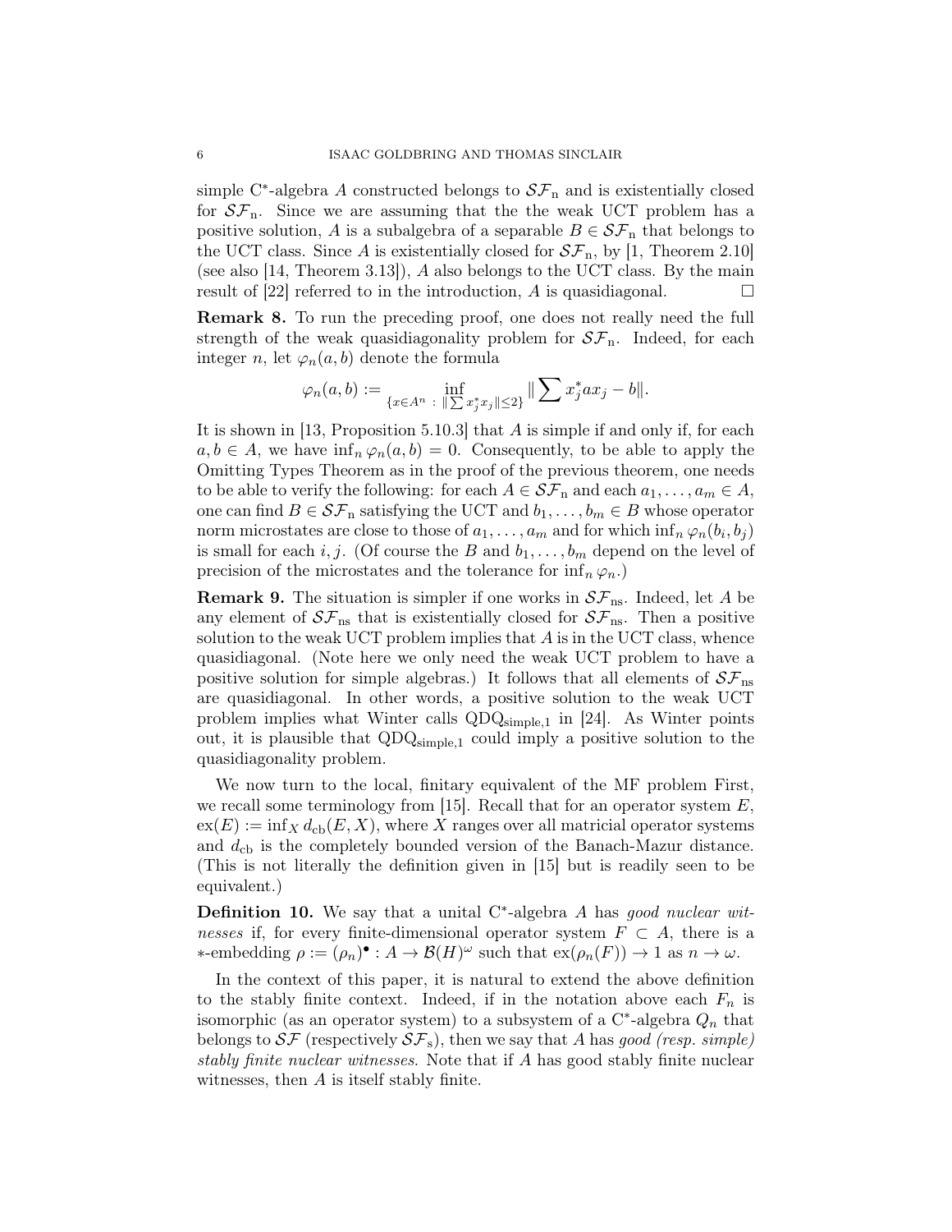simple C$^*$-algebra $A$ constructed belongs to $\mathcal{SF}_{\rm n}$ and is existentially closed for $\mathcal{SF}_{\rm n}$. Since we are assuming that the the weak UCT problem has a positive solution, $A$ is a subalgebra of a separable $B \in \mathcal{SF}_{\rm n}$ that belongs to the UCT class. Since $A$ is existentially closed for $\mathcal{SF}_{\rm n}$, by [1, Theorem 2.10] (see also [14, Theorem 3.13]), $A$ also belongs to the UCT class. By the main result of [22] referred to in the introduction, $A$ is quasidiagonal. □

**Remark 8.** To run the preceding proof, one does not really need the full strength of the weak quasidiagonality problem for $\mathcal{SF}_{\rm n}$. Indeed, for each integer $n$, let $\varphi_n(a, b)$ denote the formula

$$\varphi_n(a,b) := \inf_{\{x \in A^n \,:\, \|\sum x_j^* x_j\| \leq 2\}} \|\sum x_j^* a x_j - b\|.$$

It is shown in [13, Proposition 5.10.3] that $A$ is simple if and only if, for each $a, b \in A$, we have $\inf_n \varphi_n(a, b) = 0$. Consequently, to be able to apply the Omitting Types Theorem as in the proof of the previous theorem, one needs to be able to verify the following: for each $A \in \mathcal{SF}_{\rm n}$ and each $a_1, \ldots, a_m \in A$, one can find $B \in \mathcal{SF}_{\rm n}$ satisfying the UCT and $b_1, \ldots, b_m \in B$ whose operator norm microstates are close to those of $a_1, \ldots, a_m$ and for which $\inf_n \varphi_n(b_i, b_j)$ is small for each $i, j$. (Of course the $B$ and $b_1, \ldots, b_m$ depend on the level of precision of the microstates and the tolerance for $\inf_n \varphi_n$.)

**Remark 9.** The situation is simpler if one works in $\mathcal{SF}_{\rm ns}$. Indeed, let $A$ be any element of $\mathcal{SF}_{\rm ns}$ that is existentially closed for $\mathcal{SF}_{\rm ns}$. Then a positive solution to the weak UCT problem implies that $A$ is in the UCT class, whence quasidiagonal. (Note here we only need the weak UCT problem to have a positive solution for simple algebras.) It follows that all elements of $\mathcal{SF}_{\rm ns}$ are quasidiagonal. In other words, a positive solution to the weak UCT problem implies what Winter calls $\mathrm{QDQ}_{\mathrm{simple},1}$ in [24]. As Winter points out, it is plausible that $\mathrm{QDQ}_{\mathrm{simple},1}$ could imply a positive solution to the quasidiagonality problem.

We now turn to the local, finitary equivalent of the MF problem First, we recall some terminology from [15]. Recall that for an operator system $E$, $\mathrm{ex}(E) := \inf_X d_{\rm cb}(E, X)$, where $X$ ranges over all matricial operator systems and $d_{\rm cb}$ is the completely bounded version of the Banach-Mazur distance. (This is not literally the definition given in [15] but is readily seen to be equivalent.)

**Definition 10.** We say that a unital C$^*$-algebra $A$ has *good nuclear witnesses* if, for every finite-dimensional operator system $F \subset A$, there is a $*$-embedding $\rho := (\rho_n)^\bullet : A \to \mathcal{B}(H)^\omega$ such that $\mathrm{ex}(\rho_n(F)) \to 1$ as $n \to \omega$.

In the context of this paper, it is natural to extend the above definition to the stably finite context. Indeed, if in the notation above each $F_n$ is isomorphic (as an operator system) to a subsystem of a C$^*$-algebra $Q_n$ that belongs to $\mathcal{SF}$ (respectively $\mathcal{SF}_{\rm s}$), then we say that $A$ has *good (resp. simple) stably finite nuclear witnesses.* Note that if $A$ has good stably finite nuclear witnesses, then $A$ is itself stably finite.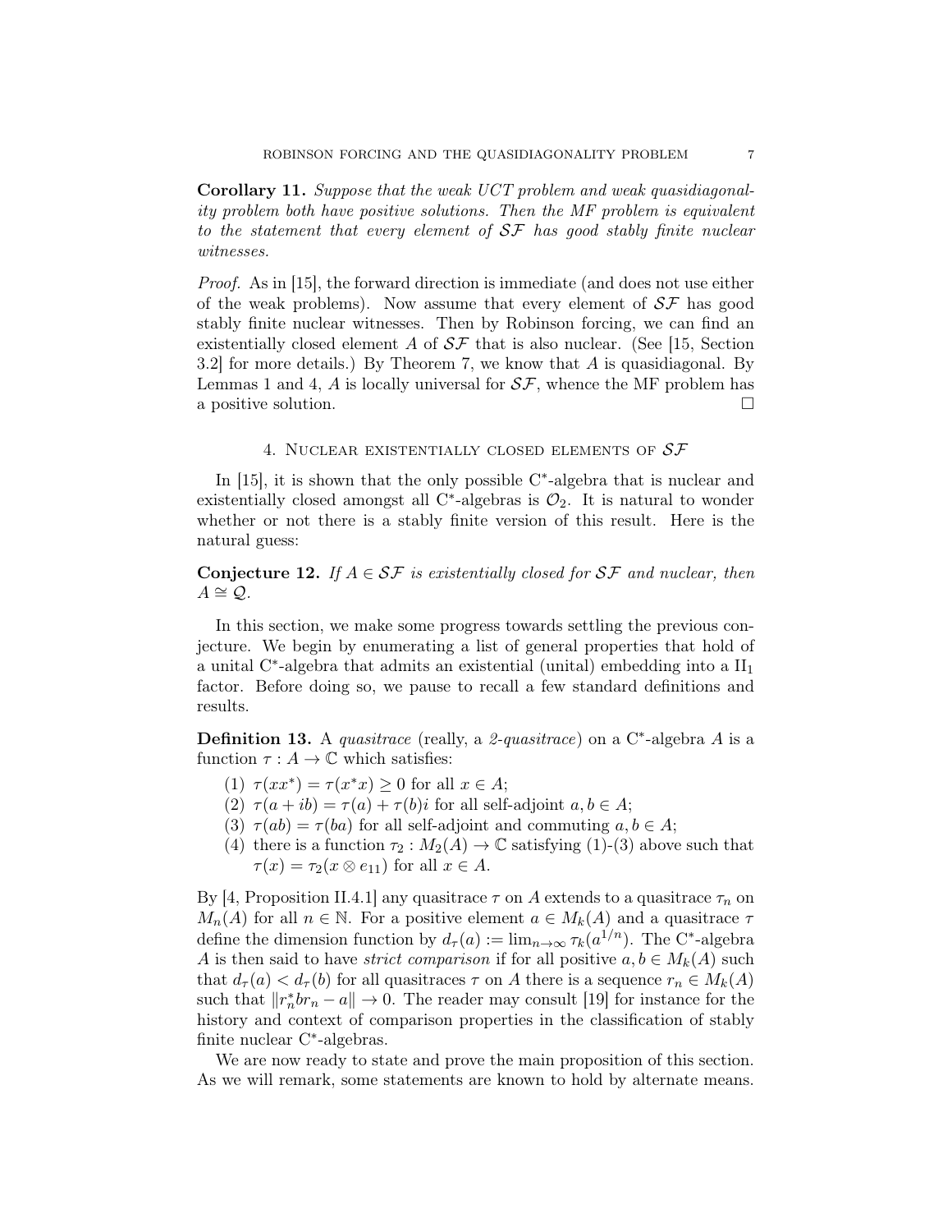**Corollary 11.** *Suppose that the weak UCT problem and weak quasidiagonality problem both have positive solutions. Then the MF problem is equivalent to the statement that every element of $\mathcal{SF}$ has good stably finite nuclear witnesses.*

*Proof.* As in [15], the forward direction is immediate (and does not use either of the weak problems). Now assume that every element of $\mathcal{SF}$ has good stably finite nuclear witnesses. Then by Robinson forcing, we can find an existentially closed element $A$ of $\mathcal{SF}$ that is also nuclear. (See [15, Section 3.2] for more details.) By Theorem 7, we know that $A$ is quasidiagonal. By Lemmas 1 and 4, $A$ is locally universal for $\mathcal{SF}$, whence the MF problem has a positive solution. $\square$

## 4. Nuclear existentially closed elements of $\mathcal{SF}$

In [15], it is shown that the only possible C*-algebra that is nuclear and existentially closed amongst all C*-algebras is $\mathcal{O}_2$. It is natural to wonder whether or not there is a stably finite version of this result. Here is the natural guess:

**Conjecture 12.** *If $A \in \mathcal{SF}$ is existentially closed for $\mathcal{SF}$ and nuclear, then $A \cong \mathcal{Q}$.*

In this section, we make some progress towards settling the previous conjecture. We begin by enumerating a list of general properties that hold of a unital C*-algebra that admits an existential (unital) embedding into a $\mathrm{II}_1$ factor. Before doing so, we pause to recall a few standard definitions and results.

**Definition 13.** A *quasitrace* (really, a *2-quasitrace*) on a C*-algebra $A$ is a function $\tau : A \to \mathbb{C}$ which satisfies:

1. $\tau(xx^*) = \tau(x^*x) \geq 0$ for all $x \in A$;
2. $\tau(a + ib) = \tau(a) + \tau(b)i$ for all self-adjoint $a, b \in A$;
3. $\tau(ab) = \tau(ba)$ for all self-adjoint and commuting $a, b \in A$;
4. there is a function $\tau_2 : M_2(A) \to \mathbb{C}$ satisfying (1)-(3) above such that $\tau(x) = \tau_2(x \otimes e_{11})$ for all $x \in A$.

By [4, Proposition II.4.1] any quasitrace $\tau$ on $A$ extends to a quasitrace $\tau_n$ on $M_n(A)$ for all $n \in \mathbb{N}$. For a positive element $a \in M_k(A)$ and a quasitrace $\tau$ define the dimension function by $d_\tau(a) := \lim_{n\to\infty} \tau_k(a^{1/n})$. The C*-algebra $A$ is then said to have *strict comparison* if for all positive $a, b \in M_k(A)$ such that $d_\tau(a) < d_\tau(b)$ for all quasitraces $\tau$ on $A$ there is a sequence $r_n \in M_k(A)$ such that $\|r_n^* b r_n - a\| \to 0$. The reader may consult [19] for instance for the history and context of comparison properties in the classification of stably finite nuclear C*-algebras.

We are now ready to state and prove the main proposition of this section. As we will remark, some statements are known to hold by alternate means.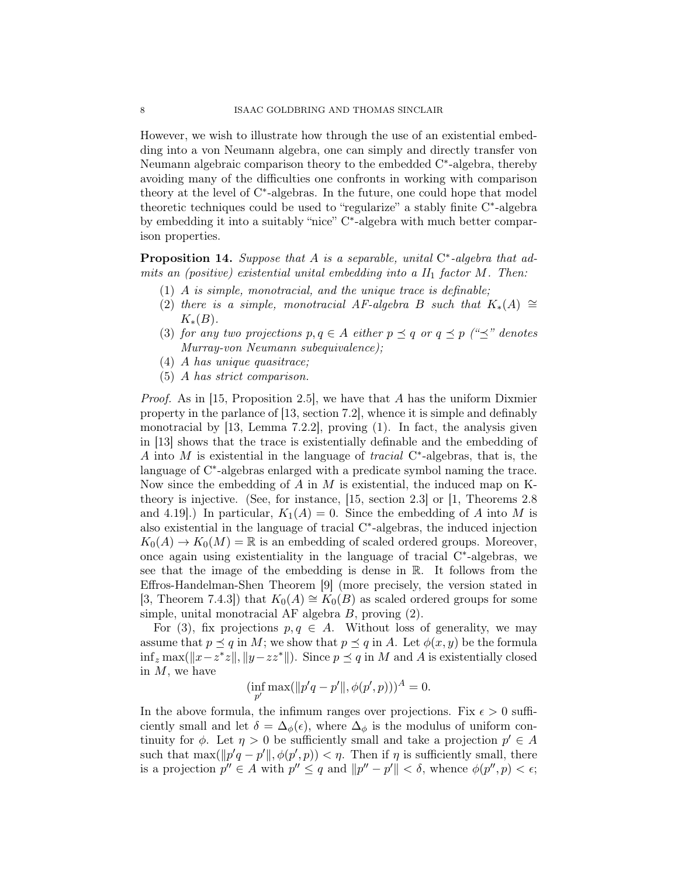However, we wish to illustrate how through the use of an existential embedding into a von Neumann algebra, one can simply and directly transfer von Neumann algebraic comparison theory to the embedded C$^*$-algebra, thereby avoiding many of the difficulties one confronts in working with comparison theory at the level of C$^*$-algebras. In the future, one could hope that model theoretic techniques could be used to "regularize" a stably finite C$^*$-algebra by embedding it into a suitably "nice" C$^*$-algebra with much better comparison properties.

**Proposition 14.** *Suppose that $A$ is a separable, unital C$^*$-algebra that admits an (positive) existential unital embedding into a II$_1$ factor $M$. Then:*

1. *$A$ is simple, monotracial, and the unique trace is definable;*
2. *there is a simple, monotracial AF-algebra $B$ such that $K_*(A) \cong K_*(B)$.*
3. *for any two projections $p, q \in A$ either $p \preceq q$ or $q \preceq p$ ("$\preceq$" denotes Murray-von Neumann subequivalence);*
4. *$A$ has unique quasitrace;*
5. *$A$ has strict comparison.*

*Proof.* As in [15, Proposition 2.5], we have that $A$ has the uniform Dixmier property in the parlance of [13, section 7.2], whence it is simple and definably monotracial by [13, Lemma 7.2.2], proving (1). In fact, the analysis given in [13] shows that the trace is existentially definable and the embedding of $A$ into $M$ is existential in the language of *tracial* C$^*$-algebras, that is, the language of C$^*$-algebras enlarged with a predicate symbol naming the trace. Now since the embedding of $A$ in $M$ is existential, the induced map on K-theory is injective. (See, for instance, [15, section 2.3] or [1, Theorems 2.8 and 4.19].) In particular, $K_1(A) = 0$. Since the embedding of $A$ into $M$ is also existential in the language of tracial C$^*$-algebras, the induced injection $K_0(A) \to K_0(M) = \mathbb{R}$ is an embedding of scaled ordered groups. Moreover, once again using existentiality in the language of tracial C$^*$-algebras, we see that the image of the embedding is dense in $\mathbb{R}$. It follows from the Effros-Handelman-Shen Theorem [9] (more precisely, the version stated in [3, Theorem 7.4.3]) that $K_0(A) \cong K_0(B)$ as scaled ordered groups for some simple, unital monotracial AF algebra $B$, proving (2).

For (3), fix projections $p, q \in A$. Without loss of generality, we may assume that $p \preceq q$ in $M$; we show that $p \preceq q$ in $A$. Let $\phi(x, y)$ be the formula $\inf_z \max(\|x - z^*z\|, \|y - zz^*\|)$. Since $p \preceq q$ in $M$ and $A$ is existentially closed in $M$, we have

$$(\inf_{p'} \max(\|p'q - p'\|, \phi(p', p)))^A = 0.$$

In the above formula, the infimum ranges over projections. Fix $\epsilon > 0$ sufficiently small and let $\delta = \Delta_\phi(\epsilon)$, where $\Delta_\phi$ is the modulus of uniform continuity for $\phi$. Let $\eta > 0$ be sufficiently small and take a projection $p' \in A$ such that $\max(\|p'q - p'\|, \phi(p', p)) < \eta$. Then if $\eta$ is sufficiently small, there is a projection $p'' \in A$ with $p'' \leq q$ and $\|p'' - p'\| < \delta$, whence $\phi(p'', p) < \epsilon$;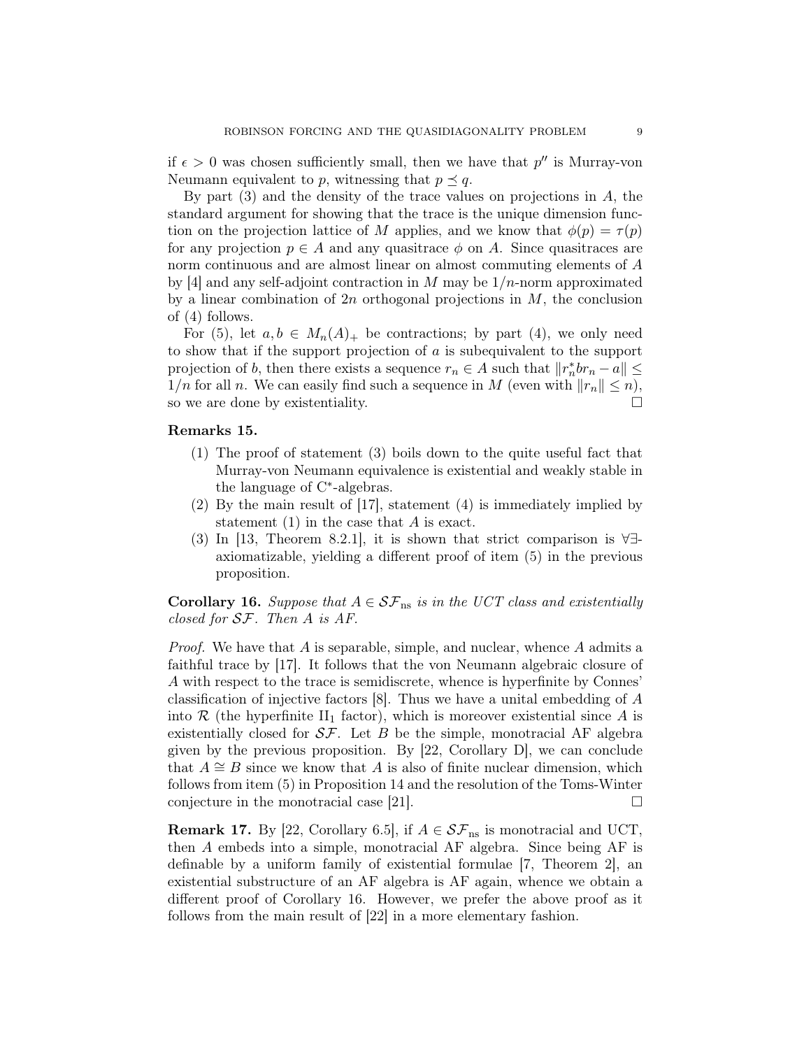if $\epsilon > 0$ was chosen sufficiently small, then we have that $p''$ is Murray-von Neumann equivalent to $p$, witnessing that $p \preceq q$.

By part (3) and the density of the trace values on projections in $A$, the standard argument for showing that the trace is the unique dimension function on the projection lattice of $M$ applies, and we know that $\phi(p) = \tau(p)$ for any projection $p \in A$ and any quasitrace $\phi$ on $A$. Since quasitraces are norm continuous and are almost linear on almost commuting elements of $A$ by [4] and any self-adjoint contraction in $M$ may be $1/n$-norm approximated by a linear combination of $2n$ orthogonal projections in $M$, the conclusion of (4) follows.

For (5), let $a, b \in M_n(A)_+$ be contractions; by part (4), we only need to show that if the support projection of $a$ is subequivalent to the support projection of $b$, then there exists a sequence $r_n \in A$ such that $\|r_n^* b r_n - a\| \leq 1/n$ for all $n$. We can easily find such a sequence in $M$ (even with $\|r_n\| \leq n$), so we are done by existentiality. □

**Remarks 15.**

1. The proof of statement (3) boils down to the quite useful fact that Murray-von Neumann equivalence is existential and weakly stable in the language of C*-algebras.
2. By the main result of [17], statement (4) is immediately implied by statement (1) in the case that $A$ is exact.
3. In [13, Theorem 8.2.1], it is shown that strict comparison is $\forall\exists$-axiomatizable, yielding a different proof of item (5) in the previous proposition.

**Corollary 16.** *Suppose that $A \in \mathcal{SF}_{\text{ns}}$ is in the UCT class and existentially closed for $\mathcal{SF}$. Then $A$ is AF.*

*Proof.* We have that $A$ is separable, simple, and nuclear, whence $A$ admits a faithful trace by [17]. It follows that the von Neumann algebraic closure of $A$ with respect to the trace is semidiscrete, whence is hyperfinite by Connes' classification of injective factors [8]. Thus we have a unital embedding of $A$ into $\mathcal{R}$ (the hyperfinite $\text{II}_1$ factor), which is moreover existential since $A$ is existentially closed for $\mathcal{SF}$. Let $B$ be the simple, monotracial AF algebra given by the previous proposition. By [22, Corollary D], we can conclude that $A \cong B$ since we know that $A$ is also of finite nuclear dimension, which follows from item (5) in Proposition 14 and the resolution of the Toms-Winter conjecture in the monotracial case [21]. □

**Remark 17.** By [22, Corollary 6.5], if $A \in \mathcal{SF}_{\text{ns}}$ is monotracial and UCT, then $A$ embeds into a simple, monotracial AF algebra. Since being AF is definable by a uniform family of existential formulae [7, Theorem 2], an existential substructure of an AF algebra is AF again, whence we obtain a different proof of Corollary 16. However, we prefer the above proof as it follows from the main result of [22] in a more elementary fashion.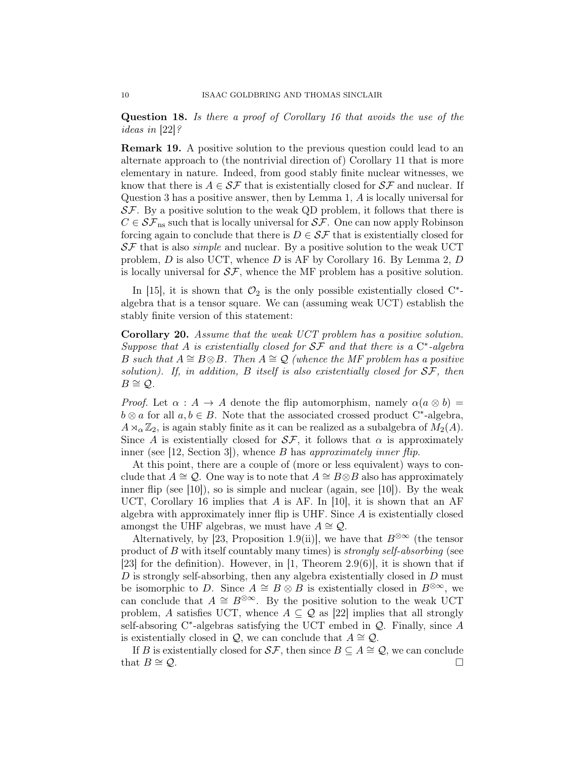**Question 18.** *Is there a proof of Corollary 16 that avoids the use of the ideas in* [22]*?*

**Remark 19.** A positive solution to the previous question could lead to an alternate approach to (the nontrivial direction of) Corollary 11 that is more elementary in nature. Indeed, from good stably finite nuclear witnesses, we know that there is $A \in \mathcal{SF}$ that is existentially closed for $\mathcal{SF}$ and nuclear. If Question 3 has a positive answer, then by Lemma 1, $A$ is locally universal for $\mathcal{SF}$. By a positive solution to the weak QD problem, it follows that there is $C \in \mathcal{SF}_{\text{ns}}$ such that is locally universal for $\mathcal{SF}$. One can now apply Robinson forcing again to conclude that there is $D \in \mathcal{SF}$ that is existentially closed for $\mathcal{SF}$ that is also *simple* and nuclear. By a positive solution to the weak UCT problem, $D$ is also UCT, whence $D$ is AF by Corollary 16. By Lemma 2, $D$ is locally universal for $\mathcal{SF}$, whence the MF problem has a positive solution.

In [15], it is shown that $\mathcal{O}_2$ is the only possible existentially closed C$^*$-algebra that is a tensor square. We can (assuming weak UCT) establish the stably finite version of this statement:

**Corollary 20.** *Assume that the weak UCT problem has a positive solution. Suppose that $A$ is existentially closed for $\mathcal{SF}$ and that there is a C$^*$-algebra $B$ such that $A \cong B \otimes B$. Then $A \cong \mathcal{Q}$ (whence the MF problem has a positive solution). If, in addition, $B$ itself is also existentially closed for $\mathcal{SF}$, then $B \cong \mathcal{Q}$.*

*Proof.* Let $\alpha : A \to A$ denote the flip automorphism, namely $\alpha(a \otimes b) = b \otimes a$ for all $a, b \in B$. Note that the associated crossed product C$^*$-algebra, $A \rtimes_\alpha \mathbb{Z}_2$, is again stably finite as it can be realized as a subalgebra of $M_2(A)$. Since $A$ is existentially closed for $\mathcal{SF}$, it follows that $\alpha$ is approximately inner (see [12, Section 3]), whence $B$ has *approximately inner flip*.

At this point, there are a couple of (more or less equivalent) ways to conclude that $A \cong \mathcal{Q}$. One way is to note that $A \cong B \otimes B$ also has approximately inner flip (see [10]), so is simple and nuclear (again, see [10]). By the weak UCT, Corollary 16 implies that $A$ is AF. In [10], it is shown that an AF algebra with approximately inner flip is UHF. Since $A$ is existentially closed amongst the UHF algebras, we must have $A \cong \mathcal{Q}$.

Alternatively, by [23, Proposition 1.9(ii)], we have that $B^{\otimes\infty}$ (the tensor product of $B$ with itself countably many times) is *strongly self-absorbing* (see [23] for the definition). However, in [1, Theorem 2.9(6)], it is shown that if $D$ is strongly self-absorbing, then any algebra existentially closed in $D$ must be isomorphic to $D$. Since $A \cong B \otimes B$ is existentially closed in $B^{\otimes\infty}$, we can conclude that $A \cong B^{\otimes\infty}$. By the positive solution to the weak UCT problem, $A$ satisfies UCT, whence $A \subseteq \mathcal{Q}$ as [22] implies that all strongly self-absoring C$^*$-algebras satisfying the UCT embed in $\mathcal{Q}$. Finally, since $A$ is existentially closed in $\mathcal{Q}$, we can conclude that $A \cong \mathcal{Q}$.

If $B$ is existentially closed for $\mathcal{SF}$, then since $B \subseteq A \cong \mathcal{Q}$, we can conclude that $B \cong \mathcal{Q}$. $\square$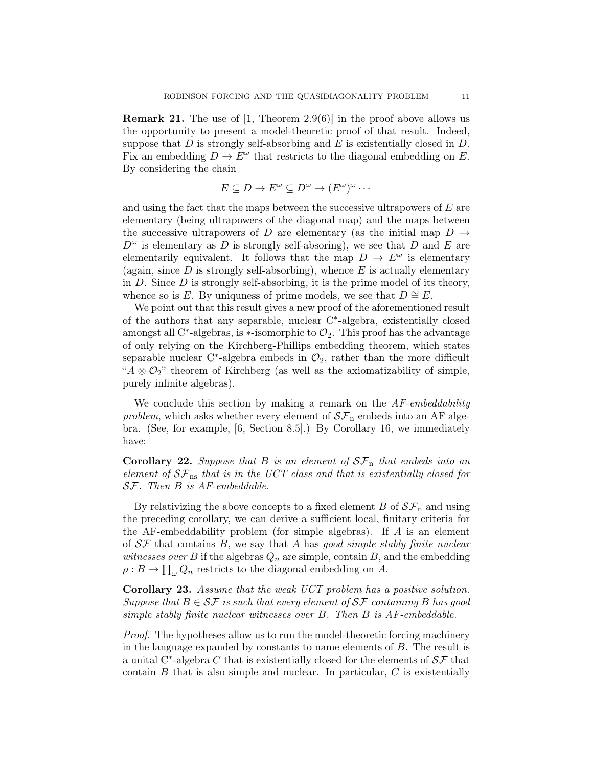**Remark 21.** The use of [1, Theorem 2.9(6)] in the proof above allows us the opportunity to present a model-theoretic proof of that result. Indeed, suppose that $D$ is strongly self-absorbing and $E$ is existentially closed in $D$. Fix an embedding $D \to E^\omega$ that restricts to the diagonal embedding on $E$. By considering the chain

$$E \subseteq D \to E^\omega \subseteq D^\omega \to (E^\omega)^\omega \cdots$$

and using the fact that the maps between the successive ultrapowers of $E$ are elementary (being ultrapowers of the diagonal map) and the maps between the successive ultrapowers of $D$ are elementary (as the initial map $D \to D^\omega$ is elementary as $D$ is strongly self-absoring), we see that $D$ and $E$ are elementarily equivalent. It follows that the map $D \to E^\omega$ is elementary (again, since $D$ is strongly self-absorbing), whence $E$ is actually elementary in $D$. Since $D$ is strongly self-absorbing, it is the prime model of its theory, whence so is $E$. By uniquness of prime models, we see that $D \cong E$.

We point out that this result gives a new proof of the aforementioned result of the authors that any separable, nuclear C$^*$-algebra, existentially closed amongst all C$^*$-algebras, is $*$-isomorphic to $\mathcal{O}_2$. This proof has the advantage of only relying on the Kirchberg-Phillips embedding theorem, which states separable nuclear C$^*$-algebra embeds in $\mathcal{O}_2$, rather than the more difficult "$A \otimes \mathcal{O}_2$" theorem of Kirchberg (as well as the axiomatizability of simple, purely infinite algebras).

We conclude this section by making a remark on the *AF-embeddability problem*, which asks whether every element of $\mathcal{SF}_{\rm n}$ embeds into an AF algebra. (See, for example, [6, Section 8.5].) By Corollary 16, we immediately have:

**Corollary 22.** *Suppose that $B$ is an element of $\mathcal{SF}_{\rm n}$ that embeds into an element of $\mathcal{SF}_{\rm ns}$ that is in the UCT class and that is existentially closed for $\mathcal{SF}$. Then $B$ is AF-embeddable.*

By relativizing the above concepts to a fixed element $B$ of $\mathcal{SF}_{\rm n}$ and using the preceding corollary, we can derive a sufficient local, finitary criteria for the AF-embeddability problem (for simple algebras). If $A$ is an element of $\mathcal{SF}$ that contains $B$, we say that $A$ has *good simple stably finite nuclear witnesses over $B$* if the algebras $Q_n$ are simple, contain $B$, and the embedding $\rho : B \to \prod_\omega Q_n$ restricts to the diagonal embedding on $A$.

**Corollary 23.** *Assume that the weak UCT problem has a positive solution. Suppose that $B \in \mathcal{SF}$ is such that every element of $\mathcal{SF}$ containing $B$ has good simple stably finite nuclear witnesses over $B$. Then $B$ is AF-embeddable.*

*Proof.* The hypotheses allow us to run the model-theoretic forcing machinery in the language expanded by constants to name elements of $B$. The result is a unital C$^*$-algebra $C$ that is existentially closed for the elements of $\mathcal{SF}$ that contain $B$ that is also simple and nuclear. In particular, $C$ is existentially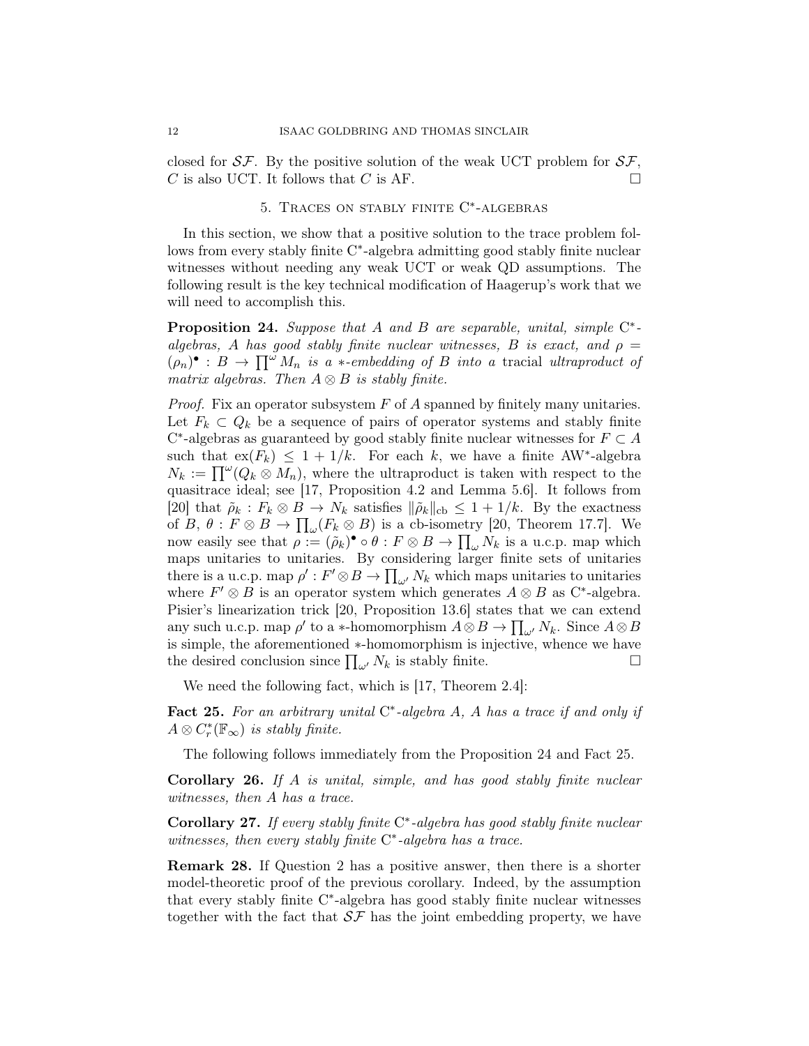closed for $\mathcal{SF}$. By the positive solution of the weak UCT problem for $\mathcal{SF}$, $C$ is also UCT. It follows that $C$ is AF. $\square$

## 5. Traces on stably finite C*-algebras

In this section, we show that a positive solution to the trace problem follows from every stably finite C*-algebra admitting good stably finite nuclear witnesses without needing any weak UCT or weak QD assumptions. The following result is the key technical modification of Haagerup's work that we will need to accomplish this.

**Proposition 24.** *Suppose that $A$ and $B$ are separable, unital, simple C*-algebras, $A$ has good stably finite nuclear witnesses, $B$ is exact, and $\rho = (\rho_n)^\bullet : B \to \prod^\omega M_n$ is a $*$-embedding of $B$ into a* tracial *ultraproduct of matrix algebras. Then $A \otimes B$ is stably finite.*

*Proof.* Fix an operator subsystem $F$ of $A$ spanned by finitely many unitaries. Let $F_k \subset Q_k$ be a sequence of pairs of operator systems and stably finite C*-algebras as guaranteed by good stably finite nuclear witnesses for $F \subset A$ such that $\mathrm{ex}(F_k) \leq 1 + 1/k$. For each $k$, we have a finite AW*-algebra $N_k := \prod^\omega (Q_k \otimes M_n)$, where the ultraproduct is taken with respect to the quasitrace ideal; see [17, Proposition 4.2 and Lemma 5.6]. It follows from [20] that $\tilde{\rho}_k : F_k \otimes B \to N_k$ satisfies $\|\tilde{\rho}_k\|_{\mathrm{cb}} \leq 1 + 1/k$. By the exactness of $B$, $\theta : F \otimes B \to \prod_\omega (F_k \otimes B)$ is a cb-isometry [20, Theorem 17.7]. We now easily see that $\rho := (\tilde{\rho}_k)^\bullet \circ \theta : F \otimes B \to \prod_\omega N_k$ is a u.c.p. map which maps unitaries to unitaries. By considering larger finite sets of unitaries there is a u.c.p. map $\rho' : F' \otimes B \to \prod_{\omega'} N_k$ which maps unitaries to unitaries where $F' \otimes B$ is an operator system which generates $A \otimes B$ as C*-algebra. Pisier's linearization trick [20, Proposition 13.6] states that we can extend any such u.c.p. map $\rho'$ to a $*$-homomorphism $A \otimes B \to \prod_{\omega'} N_k$. Since $A \otimes B$ is simple, the aforementioned $*$-homomorphism is injective, whence we have the desired conclusion since $\prod_{\omega'} N_k$ is stably finite. $\square$

We need the following fact, which is [17, Theorem 2.4]:

**Fact 25.** *For an arbitrary unital C*-algebra $A$, $A$ has a trace if and only if $A \otimes C^*_r(\mathbb{F}_\infty)$ is stably finite.*

The following follows immediately from the Proposition 24 and Fact 25.

**Corollary 26.** *If $A$ is unital, simple, and has good stably finite nuclear witnesses, then $A$ has a trace.*

**Corollary 27.** *If every stably finite C*-algebra has good stably finite nuclear witnesses, then every stably finite C*-algebra has a trace.*

**Remark 28.** If Question 2 has a positive answer, then there is a shorter model-theoretic proof of the previous corollary. Indeed, by the assumption that every stably finite C*-algebra has good stably finite nuclear witnesses together with the fact that $\mathcal{SF}$ has the joint embedding property, we have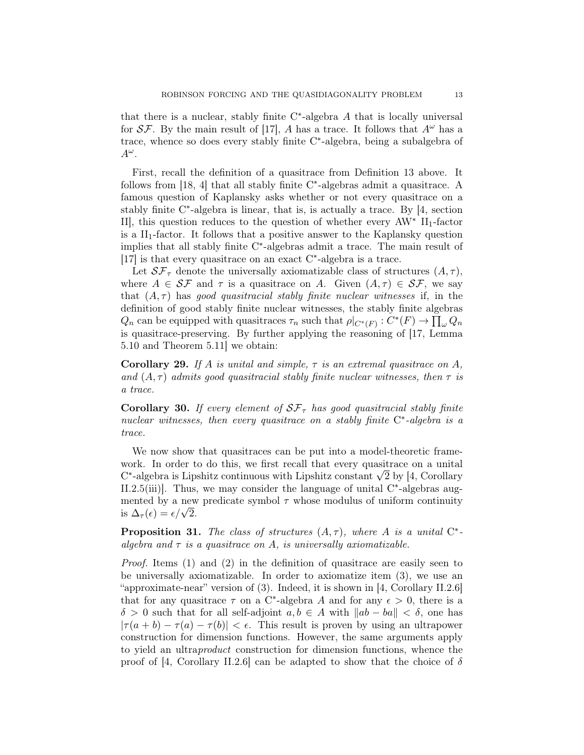that there is a nuclear, stably finite C*-algebra $A$ that is locally universal for $\mathcal{SF}$. By the main result of [17], $A$ has a trace. It follows that $A^\omega$ has a trace, whence so does every stably finite C*-algebra, being a subalgebra of $A^\omega$.

First, recall the definition of a quasitrace from Definition 13 above. It follows from [18, 4] that all stably finite C*-algebras admit a quasitrace. A famous question of Kaplansky asks whether or not every quasitrace on a stably finite C*-algebra is linear, that is, is actually a trace. By [4, section II], this question reduces to the question of whether every AW* $\mathrm{II}_1$-factor is a $\mathrm{II}_1$-factor. It follows that a positive answer to the Kaplansky question implies that all stably finite C*-algebras admit a trace. The main result of [17] is that every quasitrace on an exact C*-algebra is a trace.

Let $\mathcal{SF}_\tau$ denote the universally axiomatizable class of structures $(A, \tau)$, where $A \in \mathcal{SF}$ and $\tau$ is a quasitrace on $A$. Given $(A, \tau) \in \mathcal{SF}$, we say that $(A, \tau)$ has *good quasitracial stably finite nuclear witnesses* if, in the definition of good stably finite nuclear witnesses, the stably finite algebras $Q_n$ can be equipped with quasitraces $\tau_n$ such that $\rho|_{C^*(F)} : C^*(F) \to \prod_\omega Q_n$ is quasitrace-preserving. By further applying the reasoning of [17, Lemma 5.10 and Theorem 5.11] we obtain:

**Corollary 29.** *If $A$ is unital and simple, $\tau$ is an extremal quasitrace on $A$, and $(A, \tau)$ admits good quasitracial stably finite nuclear witnesses, then $\tau$ is a trace.*

**Corollary 30.** *If every element of $\mathcal{SF}_\tau$ has good quasitracial stably finite nuclear witnesses, then every quasitrace on a stably finite* C\**-algebra is a trace.*

We now show that quasitraces can be put into a model-theoretic framework. In order to do this, we first recall that every quasitrace on a unital C*-algebra is Lipshitz continuous with Lipshitz constant $\sqrt{2}$ by [4, Corollary II.2.5(iii)]. Thus, we may consider the language of unital C*-algebras augmented by a new predicate symbol $\tau$ whose modulus of uniform continuity is $\Delta_\tau(\epsilon) = \epsilon/\sqrt{2}$.

**Proposition 31.** *The class of structures $(A, \tau)$, where $A$ is a unital* C\**-algebra and $\tau$ is a quasitrace on $A$, is universally axiomatizable.*

*Proof.* Items (1) and (2) in the definition of quasitrace are easily seen to be universally axiomatizable. In order to axiomatize item (3), we use an "approximate-near" version of (3). Indeed, it is shown in [4, Corollary II.2.6] that for any quasitrace $\tau$ on a C*-algebra $A$ and for any $\epsilon > 0$, there is a $\delta > 0$ such that for all self-adjoint $a, b \in A$ with $\|ab - ba\| < \delta$, one has $|\tau(a + b) - \tau(a) - \tau(b)| < \epsilon$. This result is proven by using an ultrapower construction for dimension functions. However, the same arguments apply to yield an ultra*product* construction for dimension functions, whence the proof of [4, Corollary II.2.6] can be adapted to show that the choice of $\delta$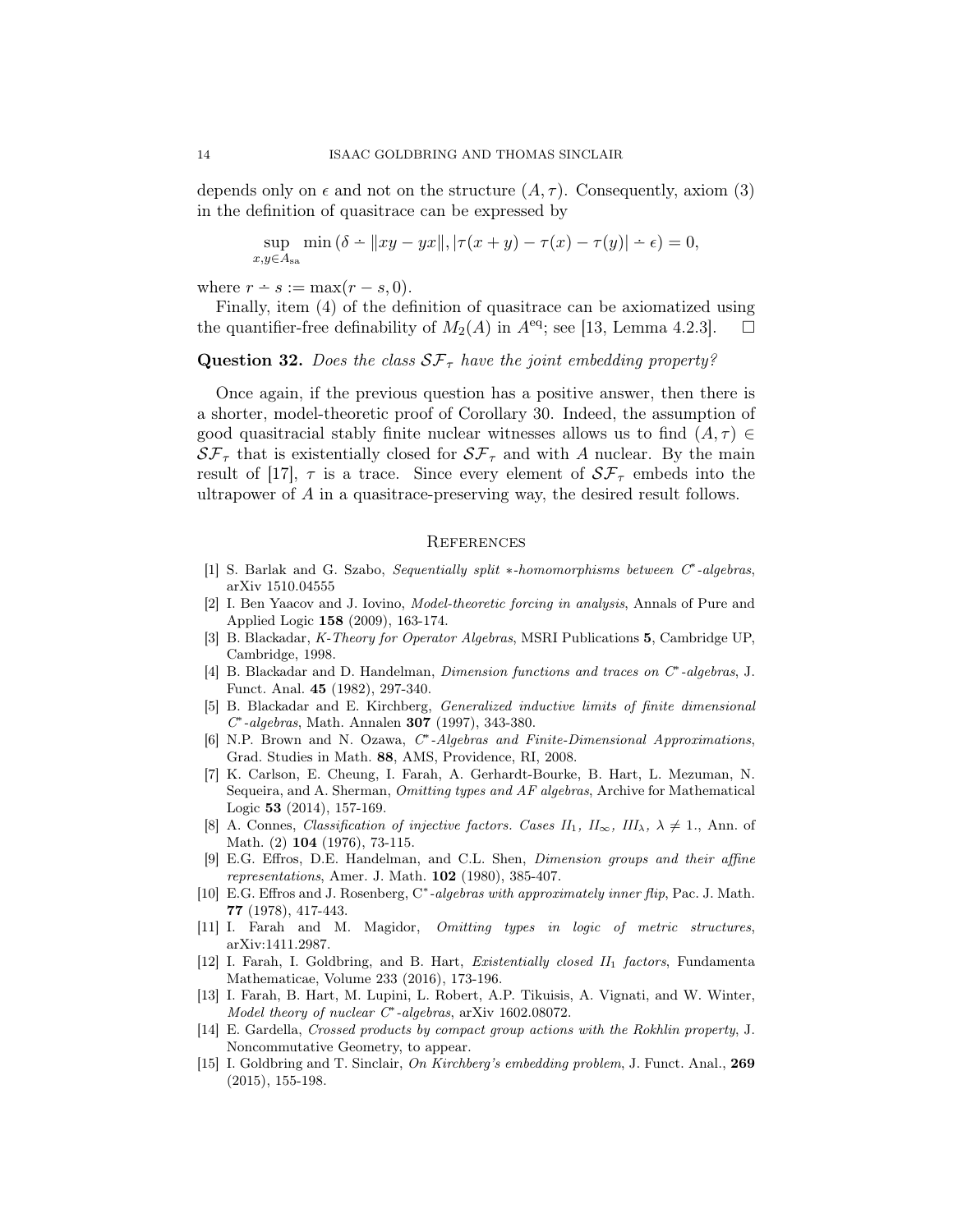depends only on $\epsilon$ and not on the structure $(A, \tau)$. Consequently, axiom (3) in the definition of quasitrace can be expressed by

$$\sup_{x,y \in A_{\mathrm{sa}}} \min\left(\delta \dot{-} \|xy - yx\|, |\tau(x+y) - \tau(x) - \tau(y)| \dot{-} \epsilon\right) = 0,$$

where $r \dot{-} s := \max(r - s, 0)$.

Finally, item (4) of the definition of quasitrace can be axiomatized using the quantifier-free definability of $M_2(A)$ in $A^{\mathrm{eq}}$; see [13, Lemma 4.2.3]. $\square$

**Question 32.** *Does the class $\mathcal{SF}_\tau$ have the joint embedding property?*

Once again, if the previous question has a positive answer, then there is a shorter, model-theoretic proof of Corollary 30. Indeed, the assumption of good quasitracial stably finite nuclear witnesses allows us to find $(A, \tau) \in \mathcal{SF}_\tau$ that is existentially closed for $\mathcal{SF}_\tau$ and with $A$ nuclear. By the main result of [17], $\tau$ is a trace. Since every element of $\mathcal{SF}_\tau$ embeds into the ultrapower of $A$ in a quasitrace-preserving way, the desired result follows.

## References

[1] S. Barlak and G. Szabo, *Sequentially split $*$-homomorphisms between $C^*$-algebras*, arXiv 1510.04555

[2] I. Ben Yaacov and J. Iovino, *Model-theoretic forcing in analysis*, Annals of Pure and Applied Logic **158** (2009), 163-174.

[3] B. Blackadar, *K-Theory for Operator Algebras*, MSRI Publications **5**, Cambridge UP, Cambridge, 1998.

[4] B. Blackadar and D. Handelman, *Dimension functions and traces on $C^*$-algebras*, J. Funct. Anal. **45** (1982), 297-340.

[5] B. Blackadar and E. Kirchberg, *Generalized inductive limits of finite dimensional $C^*$-algebras*, Math. Annalen **307** (1997), 343-380.

[6] N.P. Brown and N. Ozawa, *$C^*$-Algebras and Finite-Dimensional Approximations*, Grad. Studies in Math. **88**, AMS, Providence, RI, 2008.

[7] K. Carlson, E. Cheung, I. Farah, A. Gerhardt-Bourke, B. Hart, L. Mezuman, N. Sequeira, and A. Sherman, *Omitting types and AF algebras*, Archive for Mathematical Logic **53** (2014), 157-169.

[8] A. Connes, *Classification of injective factors. Cases $II_1$, $II_\infty$, $III_\lambda$, $\lambda \neq 1$.*, Ann. of Math. (2) **104** (1976), 73-115.

[9] E.G. Effros, D.E. Handelman, and C.L. Shen, *Dimension groups and their affine representations*, Amer. J. Math. **102** (1980), 385-407.

[10] E.G. Effros and J. Rosenberg, *$C^*$-algebras with approximately inner flip*, Pac. J. Math. **77** (1978), 417-443.

[11] I. Farah and M. Magidor, *Omitting types in logic of metric structures*, arXiv:1411.2987.

[12] I. Farah, I. Goldbring, and B. Hart, *Existentially closed $II_1$ factors*, Fundamenta Mathematicae, Volume 233 (2016), 173-196.

[13] I. Farah, B. Hart, M. Lupini, L. Robert, A.P. Tikuisis, A. Vignati, and W. Winter, *Model theory of nuclear $C^*$-algebras*, arXiv 1602.08072.

[14] E. Gardella, *Crossed products by compact group actions with the Rokhlin property*, J. Noncommutative Geometry, to appear.

[15] I. Goldbring and T. Sinclair, *On Kirchberg's embedding problem*, J. Funct. Anal., **269** (2015), 155-198.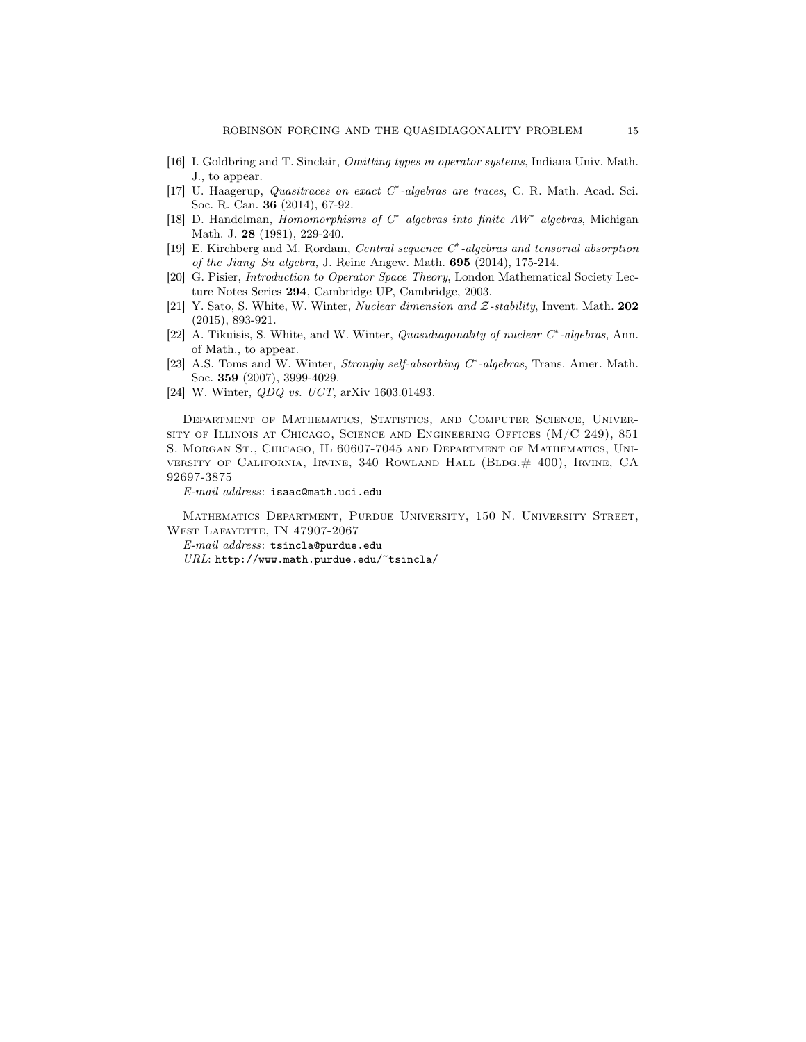[16] I. Goldbring and T. Sinclair, *Omitting types in operator systems*, Indiana Univ. Math. J., to appear.

[17] U. Haagerup, *Quasitraces on exact $C^*$-algebras are traces*, C. R. Math. Acad. Sci. Soc. R. Can. **36** (2014), 67-92.

[18] D. Handelman, *Homomorphisms of $C^*$ algebras into finite $AW^*$ algebras*, Michigan Math. J. **28** (1981), 229-240.

[19] E. Kirchberg and M. Rordam, *Central sequence $C^*$-algebras and tensorial absorption of the Jiang–Su algebra*, J. Reine Angew. Math. **695** (2014), 175-214.

[20] G. Pisier, *Introduction to Operator Space Theory*, London Mathematical Society Lecture Notes Series **294**, Cambridge UP, Cambridge, 2003.

[21] Y. Sato, S. White, W. Winter, *Nuclear dimension and $\mathcal{Z}$-stability*, Invent. Math. **202** (2015), 893-921.

[22] A. Tikuisis, S. White, and W. Winter, *Quasidiagonality of nuclear $C^*$-algebras*, Ann. of Math., to appear.

[23] A.S. Toms and W. Winter, *Strongly self-absorbing $C^*$-algebras*, Trans. Amer. Math. Soc. **359** (2007), 3999-4029.

[24] W. Winter, *QDQ vs. UCT*, arXiv 1603.01493.

Department of Mathematics, Statistics, and Computer Science, University of Illinois at Chicago, Science and Engineering Offices (M/C 249), 851 S. Morgan St., Chicago, IL 60607-7045 and Department of Mathematics, University of California, Irvine, 340 Rowland Hall (Bldg.# 400), Irvine, CA 92697-3875

*E-mail address*: `isaac@math.uci.edu`

Mathematics Department, Purdue University, 150 N. University Street, West Lafayette, IN 47907-2067

*E-mail address*: `tsincla@purdue.edu`

*URL*: `http://www.math.purdue.edu/~tsincla/`